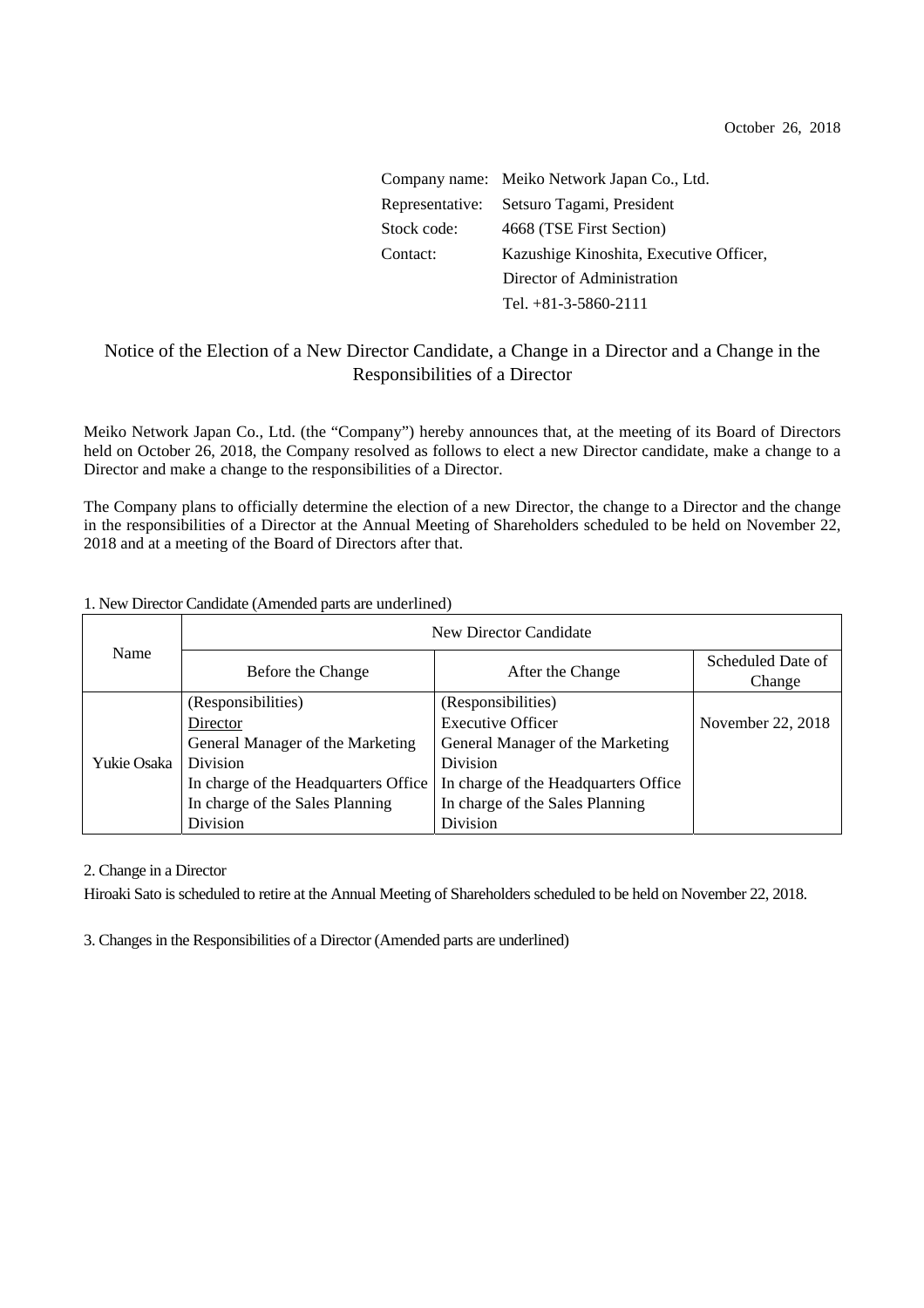October 26, 2018

Company name: Meiko Network Japan Co., Ltd.
Representative: Setsuro Tagami, President
Stock code: 4668 (TSE First Section)
Contact: Kazushige Kinoshita, Executive Officer,
Director of Administration
Tel. +81-3-5860-2111

# Notice of the Election of a New Director Candidate, a Change in a Director and a Change in the Responsibilities of a Director

Meiko Network Japan Co., Ltd. (the "Company") hereby announces that, at the meeting of its Board of Directors held on October 26, 2018, the Company resolved as follows to elect a new Director candidate, make a change to a Director and make a change to the responsibilities of a Director.

The Company plans to officially determine the election of a new Director, the change to a Director and the change in the responsibilities of a Director at the Annual Meeting of Shareholders scheduled to be held on November 22, 2018 and at a meeting of the Board of Directors after that.

1. New Director Candidate (Amended parts are underlined)

| Name | New Director Candidate | | |
|---|---|---|---|
| | Before the Change | After the Change | Scheduled Date of Change |
| Yukie Osaka | (Responsibilities)<br><u>Director</u><br>General Manager of the Marketing Division<br>In charge of the Headquarters Office<br>In charge of the Sales Planning Division | (Responsibilities)<br>Executive Officer<br>General Manager of the Marketing Division<br>In charge of the Headquarters Office<br>In charge of the Sales Planning Division | November 22, 2018 |

2. Change in a Director

Hiroaki Sato is scheduled to retire at the Annual Meeting of Shareholders scheduled to be held on November 22, 2018.

3. Changes in the Responsibilities of a Director (Amended parts are underlined)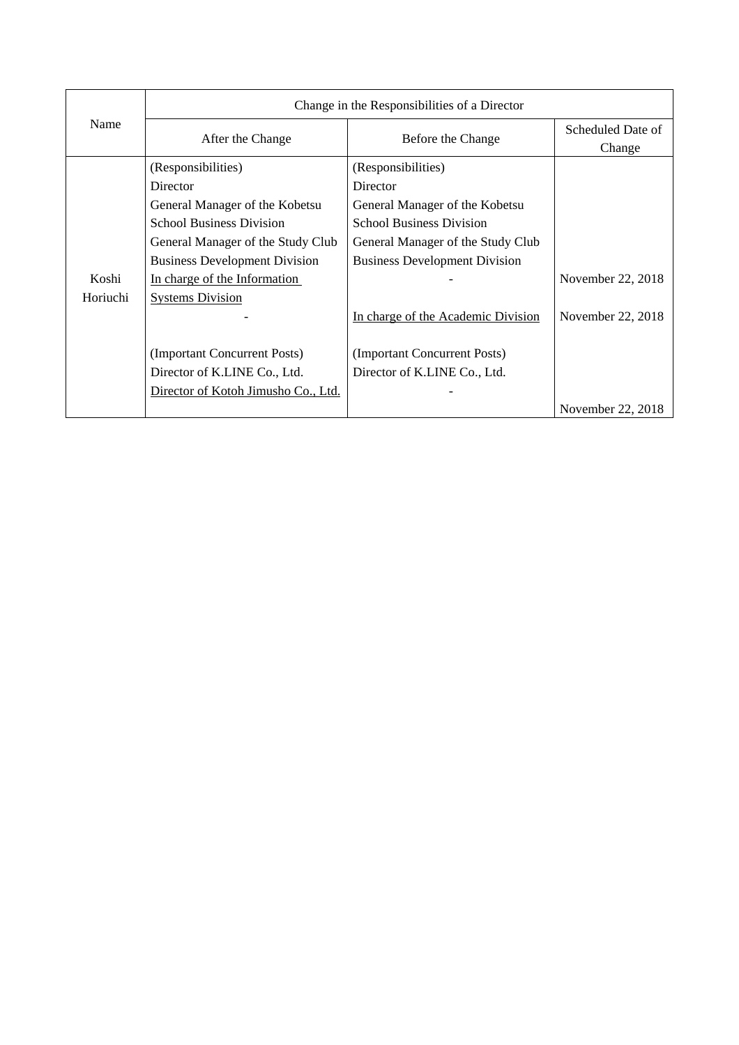| Name | Change in the Responsibilities of a Director | | |
|---|---|---|---|
| | After the Change | Before the Change | Scheduled Date of Change |
| Koshi Horiuchi | (Responsibilities)<br>Director<br>General Manager of the Kobetsu School Business Division<br>General Manager of the Study Club Business Development Division<br><u>In charge of the Information Systems Division</u><br>-<br><br>(Important Concurrent Posts)<br>Director of K.LINE Co., Ltd.<br><u>Director of Kotoh Jimusho Co., Ltd.</u> | (Responsibilities)<br>Director<br>General Manager of the Kobetsu School Business Division<br>General Manager of the Study Club Business Development Division<br>-<br><u>In charge of the Academic Division</u><br><br>(Important Concurrent Posts)<br>Director of K.LINE Co., Ltd.<br>- | November 22, 2018<br>November 22, 2018<br><br>November 22, 2018 |